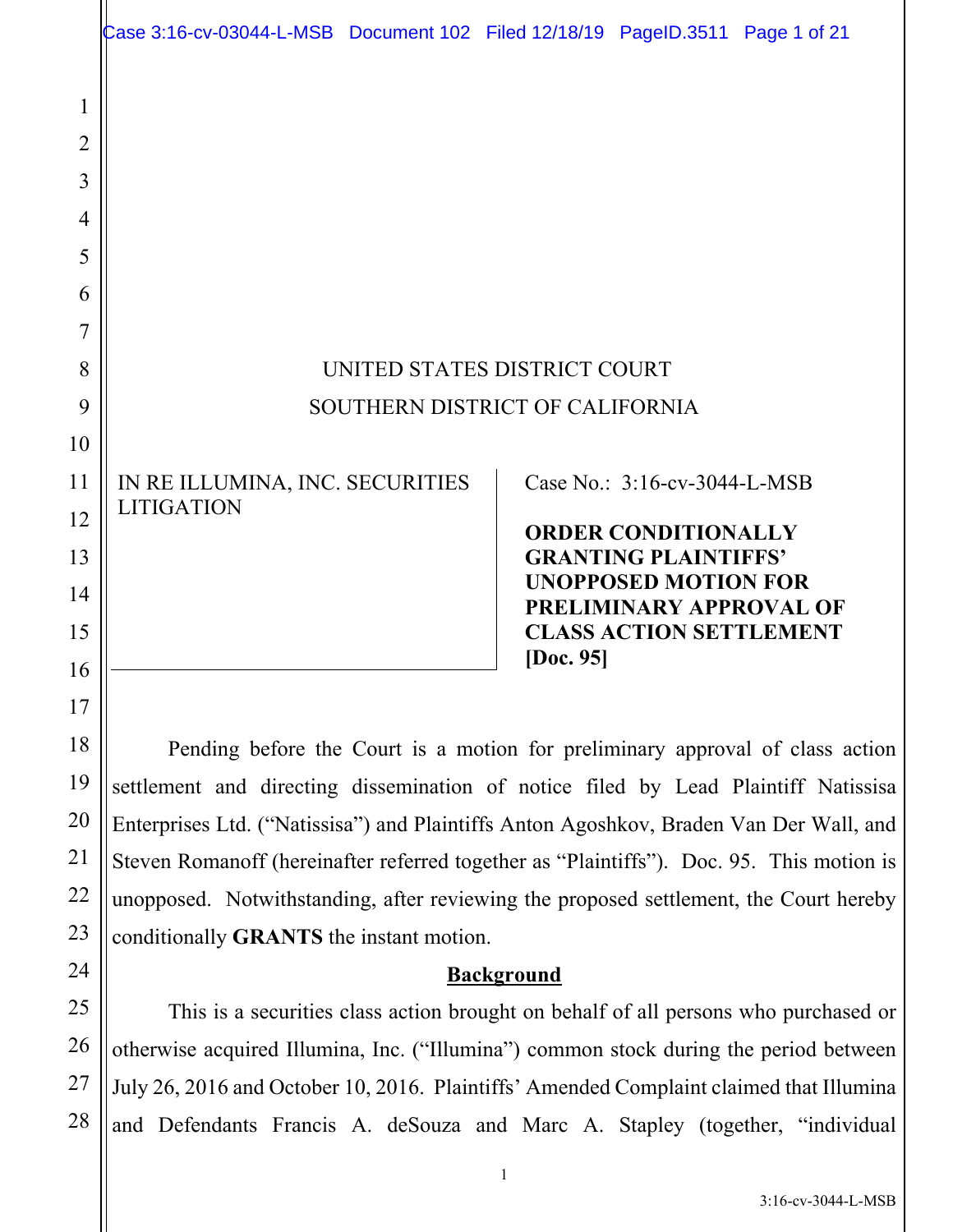UNITED STATES DISTRICT COURT

SOUTHERN DISTRICT OF CALIFORNIA

IN RE ILLUMINA, INC. SECURITIES LITIGATION

Case No.: 3:16-cv-3044-L-MSB

**ORDER CONDITIONALLY GRANTING PLAINTIFFS' UNOPPOSED MOTION FOR PRELIMINARY APPROVAL OF CLASS ACTION SETTLEMENT [Doc. 95]**

Pending before the Court is a motion for preliminary approval of class action settlement and directing dissemination of notice filed by Lead Plaintiff Natissisa Enterprises Ltd. ("Natissisa") and Plaintiffs Anton Agoshkov, Braden Van Der Wall, and Steven Romanoff (hereinafter referred together as "Plaintiffs"). Doc. 95. This motion is unopposed. Notwithstanding, after reviewing the proposed settlement, the Court hereby conditionally **GRANTS** the instant motion.

## Background

This is a securities class action brought on behalf of all persons who purchased or otherwise acquired Illumina, Inc. ("Illumina") common stock during the period between July 26, 2016 and October 10, 2016. Plaintiffs' Amended Complaint claimed that Illumina and Defendants Francis A. deSouza and Marc A. Stapley (together, "individual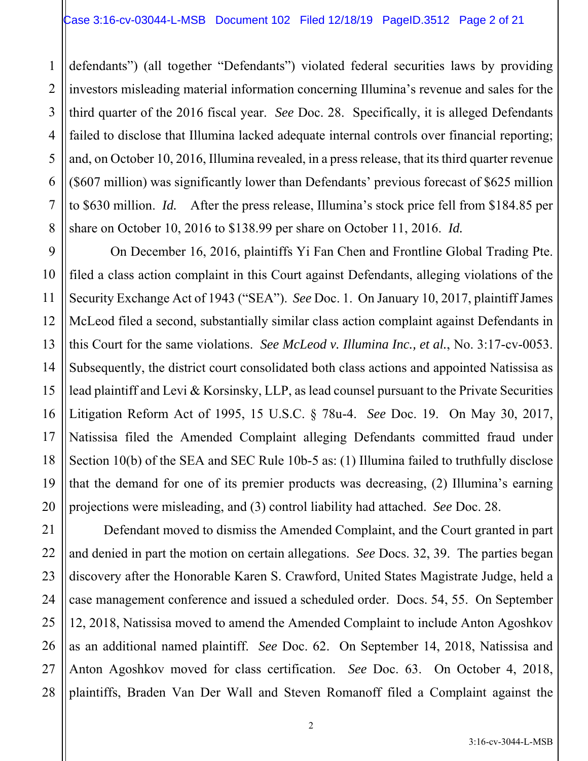defendants") (all together "Defendants") violated federal securities laws by providing investors misleading material information concerning Illumina's revenue and sales for the third quarter of the 2016 fiscal year. *See* Doc. 28. Specifically, it is alleged Defendants failed to disclose that Illumina lacked adequate internal controls over financial reporting; and, on October 10, 2016, Illumina revealed, in a press release, that its third quarter revenue ($607 million) was significantly lower than Defendants' previous forecast of $625 million to $630 million. *Id.* After the press release, Illumina's stock price fell from $184.85 per share on October 10, 2016 to $138.99 per share on October 11, 2016. *Id.*

On December 16, 2016, plaintiffs Yi Fan Chen and Frontline Global Trading Pte. filed a class action complaint in this Court against Defendants, alleging violations of the Security Exchange Act of 1943 ("SEA"). *See* Doc. 1. On January 10, 2017, plaintiff James McLeod filed a second, substantially similar class action complaint against Defendants in this Court for the same violations. *See McLeod v. Illumina Inc., et al.*, No. 3:17-cv-0053. Subsequently, the district court consolidated both class actions and appointed Natissisa as lead plaintiff and Levi & Korsinsky, LLP, as lead counsel pursuant to the Private Securities Litigation Reform Act of 1995, 15 U.S.C. § 78u-4. *See* Doc. 19. On May 30, 2017, Natissisa filed the Amended Complaint alleging Defendants committed fraud under Section 10(b) of the SEA and SEC Rule 10b-5 as: (1) Illumina failed to truthfully disclose that the demand for one of its premier products was decreasing, (2) Illumina's earning projections were misleading, and (3) control liability had attached. *See* Doc. 28.

Defendant moved to dismiss the Amended Complaint, and the Court granted in part and denied in part the motion on certain allegations. *See* Docs. 32, 39. The parties began discovery after the Honorable Karen S. Crawford, United States Magistrate Judge, held a case management conference and issued a scheduled order. Docs. 54, 55. On September 12, 2018, Natissisa moved to amend the Amended Complaint to include Anton Agoshkov as an additional named plaintiff. *See* Doc. 62. On September 14, 2018, Natissisa and Anton Agoshkov moved for class certification. *See* Doc. 63. On October 4, 2018, plaintiffs, Braden Van Der Wall and Steven Romanoff filed a Complaint against the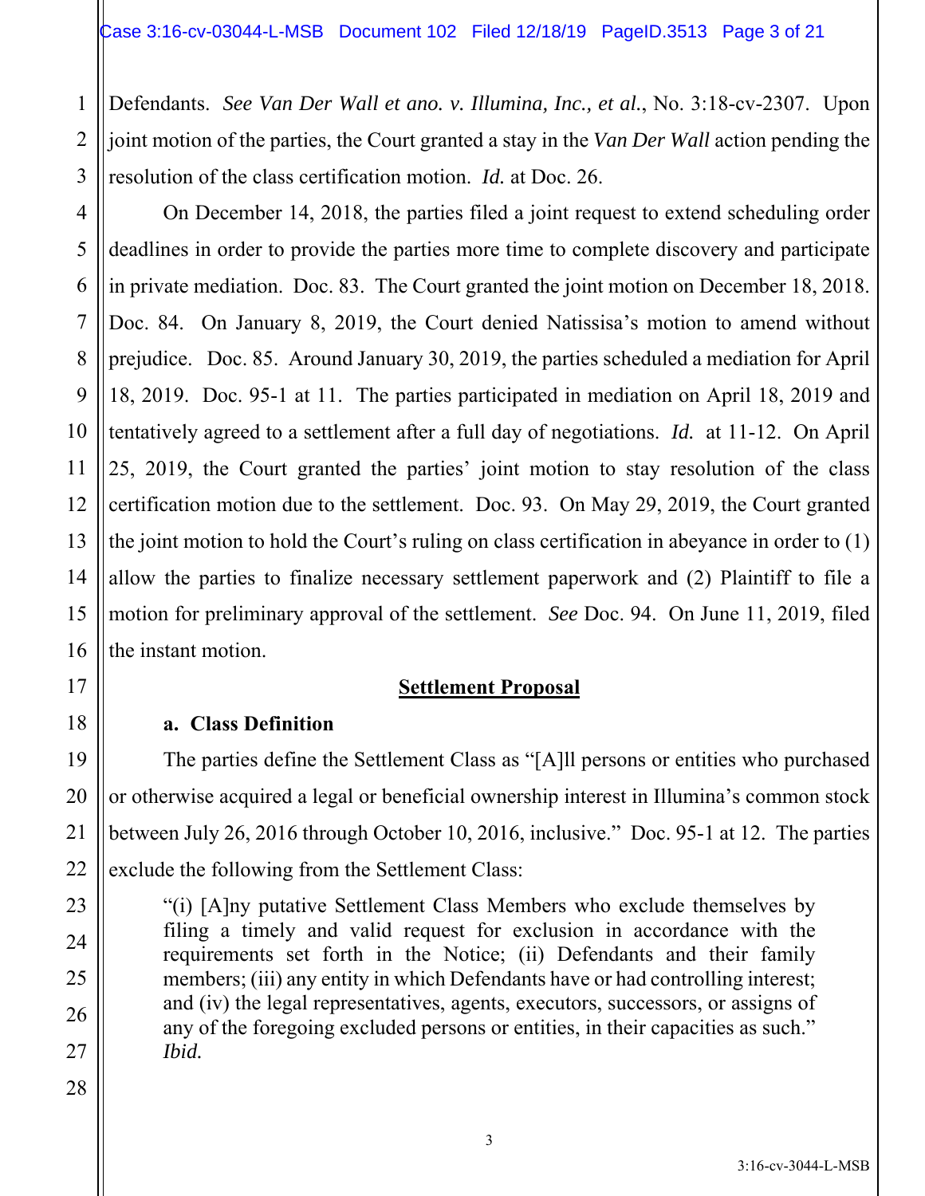Defendants. *See Van Der Wall et ano. v. Illumina, Inc., et al.*, No. 3:18-cv-2307. Upon joint motion of the parties, the Court granted a stay in the *Van Der Wall* action pending the resolution of the class certification motion. *Id.* at Doc. 26.

On December 14, 2018, the parties filed a joint request to extend scheduling order deadlines in order to provide the parties more time to complete discovery and participate in private mediation. Doc. 83. The Court granted the joint motion on December 18, 2018. Doc. 84. On January 8, 2019, the Court denied Natissisa's motion to amend without prejudice. Doc. 85. Around January 30, 2019, the parties scheduled a mediation for April 18, 2019. Doc. 95-1 at 11. The parties participated in mediation on April 18, 2019 and tentatively agreed to a settlement after a full day of negotiations. *Id.* at 11-12. On April 25, 2019, the Court granted the parties' joint motion to stay resolution of the class certification motion due to the settlement. Doc. 93. On May 29, 2019, the Court granted the joint motion to hold the Court's ruling on class certification in abeyance in order to (1) allow the parties to finalize necessary settlement paperwork and (2) Plaintiff to file a motion for preliminary approval of the settlement. *See* Doc. 94. On June 11, 2019, filed the instant motion.

## Settlement Proposal

### a. Class Definition

The parties define the Settlement Class as "[A]ll persons or entities who purchased or otherwise acquired a legal or beneficial ownership interest in Illumina's common stock between July 26, 2016 through October 10, 2016, inclusive." Doc. 95-1 at 12. The parties exclude the following from the Settlement Class:

> "(i) [A]ny putative Settlement Class Members who exclude themselves by filing a timely and valid request for exclusion in accordance with the requirements set forth in the Notice; (ii) Defendants and their family members; (iii) any entity in which Defendants have or had controlling interest; and (iv) the legal representatives, agents, executors, successors, or assigns of any of the foregoing excluded persons or entities, in their capacities as such." *Ibid.*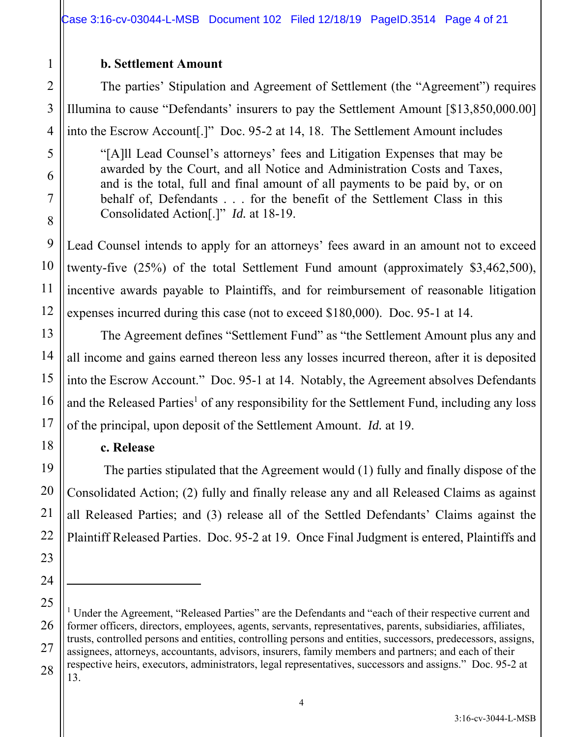**b. Settlement Amount**

The parties' Stipulation and Agreement of Settlement (the "Agreement") requires Illumina to cause "Defendants' insurers to pay the Settlement Amount [$13,850,000.00] into the Escrow Account[.]" Doc. 95-2 at 14, 18. The Settlement Amount includes

> "[A]ll Lead Counsel's attorneys' fees and Litigation Expenses that may be awarded by the Court, and all Notice and Administration Costs and Taxes, and is the total, full and final amount of all payments to be paid by, or on behalf of, Defendants . . . for the benefit of the Settlement Class in this Consolidated Action[.]" *Id.* at 18-19.

Lead Counsel intends to apply for an attorneys' fees award in an amount not to exceed twenty-five (25%) of the total Settlement Fund amount (approximately $3,462,500), incentive awards payable to Plaintiffs, and for reimbursement of reasonable litigation expenses incurred during this case (not to exceed $180,000). Doc. 95-1 at 14.

The Agreement defines "Settlement Fund" as "the Settlement Amount plus any and all income and gains earned thereon less any losses incurred thereon, after it is deposited into the Escrow Account." Doc. 95-1 at 14. Notably, the Agreement absolves Defendants and the Released Parties[1] of any responsibility for the Settlement Fund, including any loss of the principal, upon deposit of the Settlement Amount. *Id.* at 19.

**c. Release**

The parties stipulated that the Agreement would (1) fully and finally dispose of the Consolidated Action; (2) fully and finally release any and all Released Claims as against all Released Parties; and (3) release all of the Settled Defendants' Claims against the Plaintiff Released Parties. Doc. 95-2 at 19. Once Final Judgment is entered, Plaintiffs and

---

[1] Under the Agreement, "Released Parties" are the Defendants and "each of their respective current and former officers, directors, employees, agents, servants, representatives, parents, subsidiaries, affiliates, trusts, controlled persons and entities, controlling persons and entities, successors, predecessors, assigns, assignees, attorneys, accountants, advisors, insurers, family members and partners; and each of their respective heirs, executors, administrators, legal representatives, successors and assigns." Doc. 95-2 at 13.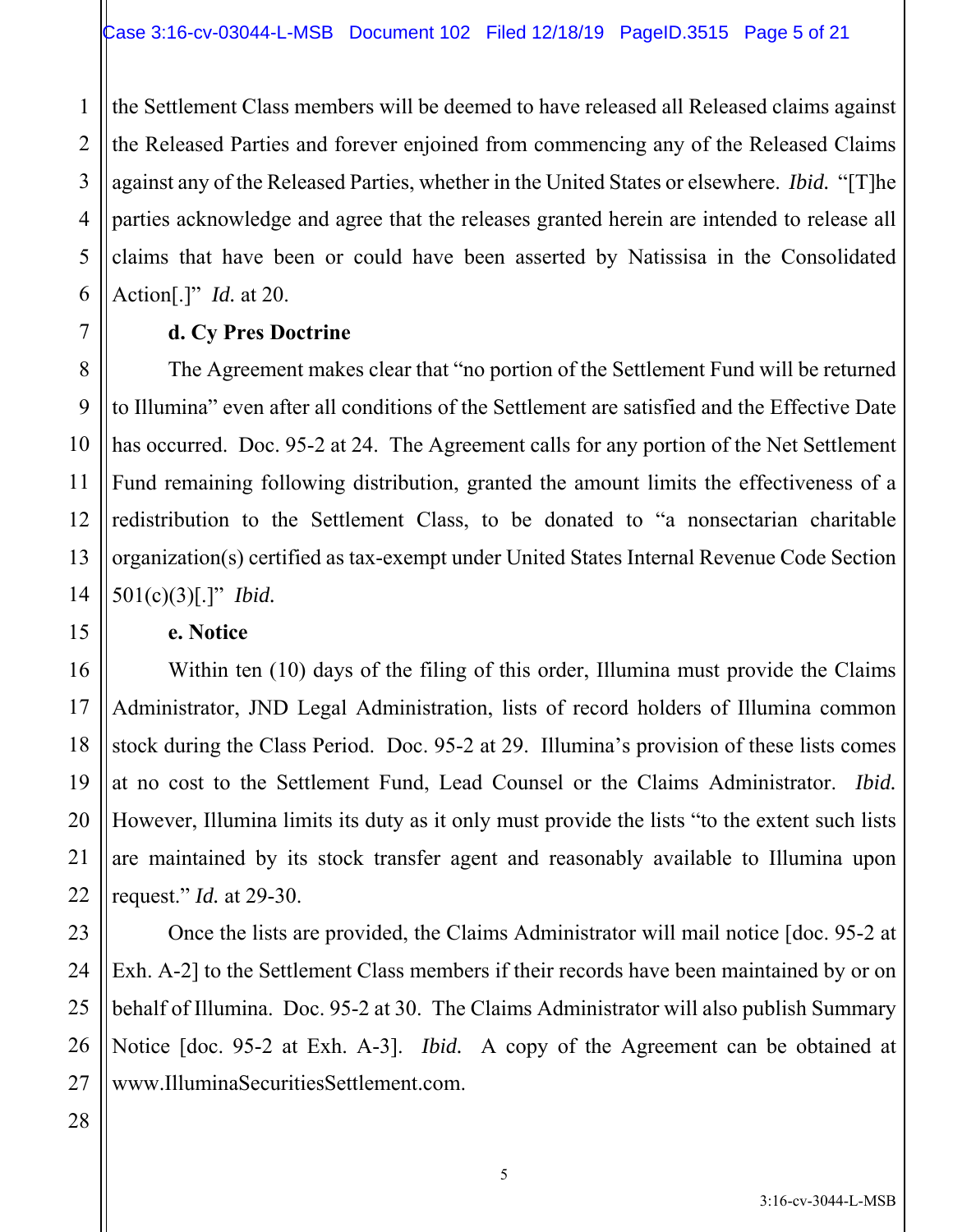the Settlement Class members will be deemed to have released all Released claims against the Released Parties and forever enjoined from commencing any of the Released Claims against any of the Released Parties, whether in the United States or elsewhere. *Ibid.* "[T]he parties acknowledge and agree that the releases granted herein are intended to release all claims that have been or could have been asserted by Natissisa in the Consolidated Action[.]" *Id.* at 20.

**d. Cy Pres Doctrine**

The Agreement makes clear that "no portion of the Settlement Fund will be returned to Illumina" even after all conditions of the Settlement are satisfied and the Effective Date has occurred. Doc. 95-2 at 24. The Agreement calls for any portion of the Net Settlement Fund remaining following distribution, granted the amount limits the effectiveness of a redistribution to the Settlement Class, to be donated to "a nonsectarian charitable organization(s) certified as tax-exempt under United States Internal Revenue Code Section 501(c)(3)[.]" *Ibid.*

**e. Notice**

Within ten (10) days of the filing of this order, Illumina must provide the Claims Administrator, JND Legal Administration, lists of record holders of Illumina common stock during the Class Period. Doc. 95-2 at 29. Illumina's provision of these lists comes at no cost to the Settlement Fund, Lead Counsel or the Claims Administrator. *Ibid.* However, Illumina limits its duty as it only must provide the lists "to the extent such lists are maintained by its stock transfer agent and reasonably available to Illumina upon request." *Id.* at 29-30.

Once the lists are provided, the Claims Administrator will mail notice [doc. 95-2 at Exh. A-2] to the Settlement Class members if their records have been maintained by or on behalf of Illumina. Doc. 95-2 at 30. The Claims Administrator will also publish Summary Notice [doc. 95-2 at Exh. A-3]. *Ibid.* A copy of the Agreement can be obtained at www.IlluminaSecuritiesSettlement.com.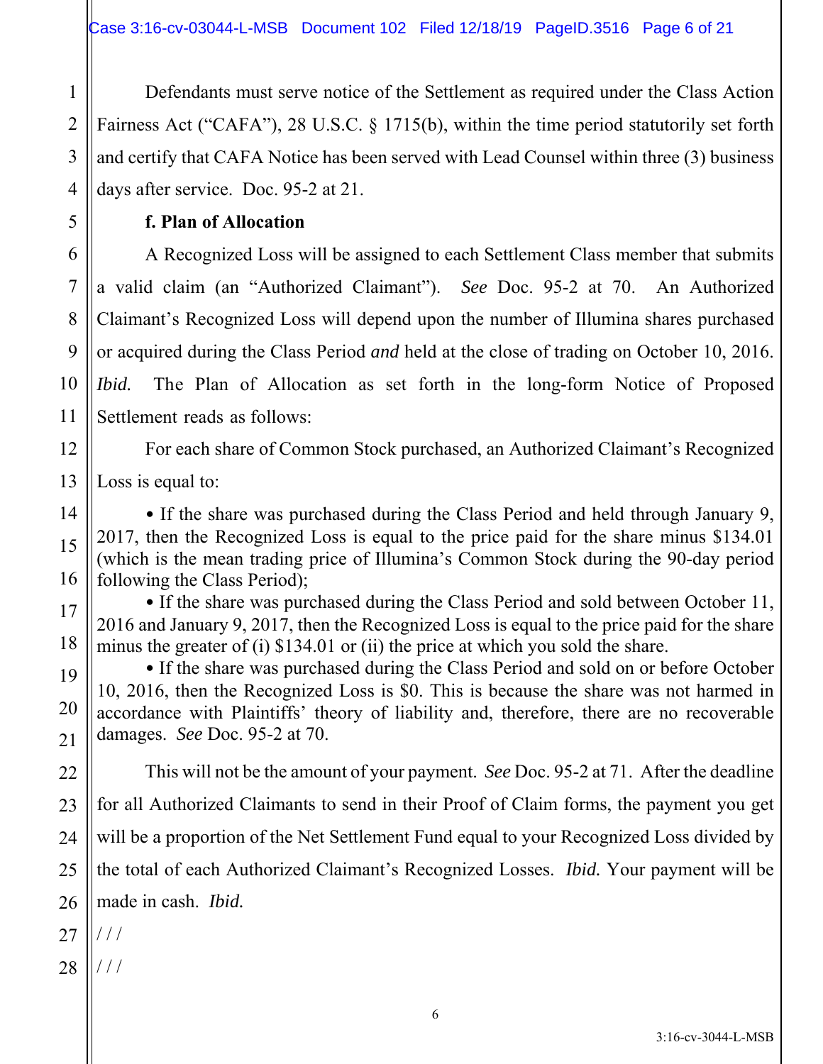Defendants must serve notice of the Settlement as required under the Class Action Fairness Act ("CAFA"), 28 U.S.C. § 1715(b), within the time period statutorily set forth and certify that CAFA Notice has been served with Lead Counsel within three (3) business days after service. Doc. 95-2 at 21.

**f. Plan of Allocation**

A Recognized Loss will be assigned to each Settlement Class member that submits a valid claim (an "Authorized Claimant"). *See* Doc. 95-2 at 70. An Authorized Claimant's Recognized Loss will depend upon the number of Illumina shares purchased or acquired during the Class Period *and* held at the close of trading on October 10, 2016. *Ibid.* The Plan of Allocation as set forth in the long-form Notice of Proposed Settlement reads as follows:

For each share of Common Stock purchased, an Authorized Claimant's Recognized Loss is equal to:

> • If the share was purchased during the Class Period and held through January 9, 2017, then the Recognized Loss is equal to the price paid for the share minus $134.01 (which is the mean trading price of Illumina's Common Stock during the 90-day period following the Class Period);
>
> • If the share was purchased during the Class Period and sold between October 11, 2016 and January 9, 2017, then the Recognized Loss is equal to the price paid for the share minus the greater of (i) $134.01 or (ii) the price at which you sold the share.
>
> • If the share was purchased during the Class Period and sold on or before October 10, 2016, then the Recognized Loss is $0. This is because the share was not harmed in accordance with Plaintiffs' theory of liability and, therefore, there are no recoverable damages. *See* Doc. 95-2 at 70.

This will not be the amount of your payment. *See* Doc. 95-2 at 71. After the deadline for all Authorized Claimants to send in their Proof of Claim forms, the payment you get will be a proportion of the Net Settlement Fund equal to your Recognized Loss divided by the total of each Authorized Claimant's Recognized Losses. *Ibid.* Your payment will be made in cash. *Ibid.*

/ / /

/ / /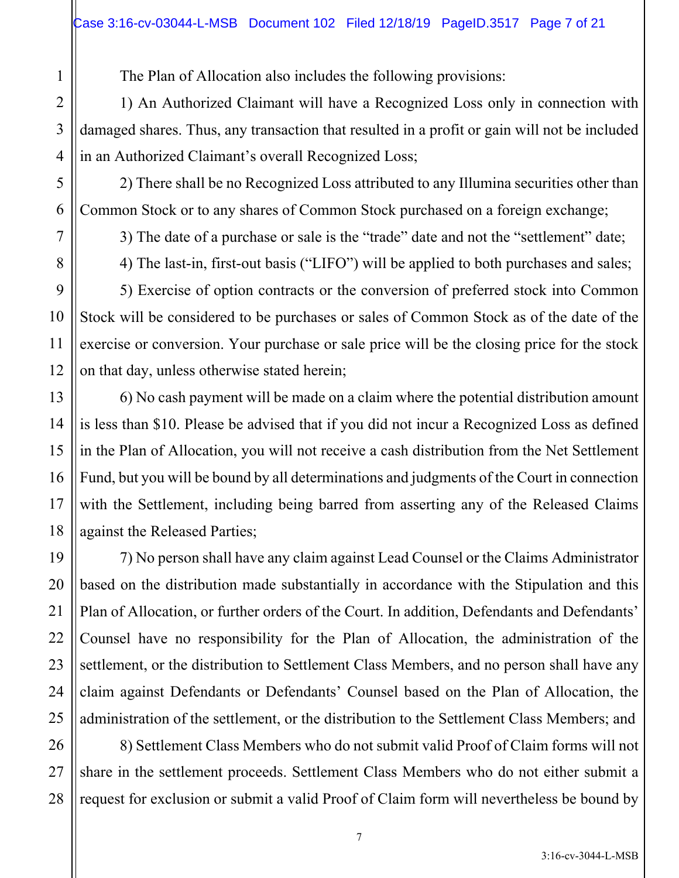The Plan of Allocation also includes the following provisions:

1) An Authorized Claimant will have a Recognized Loss only in connection with damaged shares. Thus, any transaction that resulted in a profit or gain will not be included in an Authorized Claimant's overall Recognized Loss;

2) There shall be no Recognized Loss attributed to any Illumina securities other than Common Stock or to any shares of Common Stock purchased on a foreign exchange;

3) The date of a purchase or sale is the "trade" date and not the "settlement" date;

4) The last-in, first-out basis ("LIFO") will be applied to both purchases and sales;

5) Exercise of option contracts or the conversion of preferred stock into Common Stock will be considered to be purchases or sales of Common Stock as of the date of the exercise or conversion. Your purchase or sale price will be the closing price for the stock on that day, unless otherwise stated herein;

6) No cash payment will be made on a claim where the potential distribution amount is less than $10. Please be advised that if you did not incur a Recognized Loss as defined in the Plan of Allocation, you will not receive a cash distribution from the Net Settlement Fund, but you will be bound by all determinations and judgments of the Court in connection with the Settlement, including being barred from asserting any of the Released Claims against the Released Parties;

7) No person shall have any claim against Lead Counsel or the Claims Administrator based on the distribution made substantially in accordance with the Stipulation and this Plan of Allocation, or further orders of the Court. In addition, Defendants and Defendants' Counsel have no responsibility for the Plan of Allocation, the administration of the settlement, or the distribution to Settlement Class Members, and no person shall have any claim against Defendants or Defendants' Counsel based on the Plan of Allocation, the administration of the settlement, or the distribution to the Settlement Class Members; and

8) Settlement Class Members who do not submit valid Proof of Claim forms will not share in the settlement proceeds. Settlement Class Members who do not either submit a request for exclusion or submit a valid Proof of Claim form will nevertheless be bound by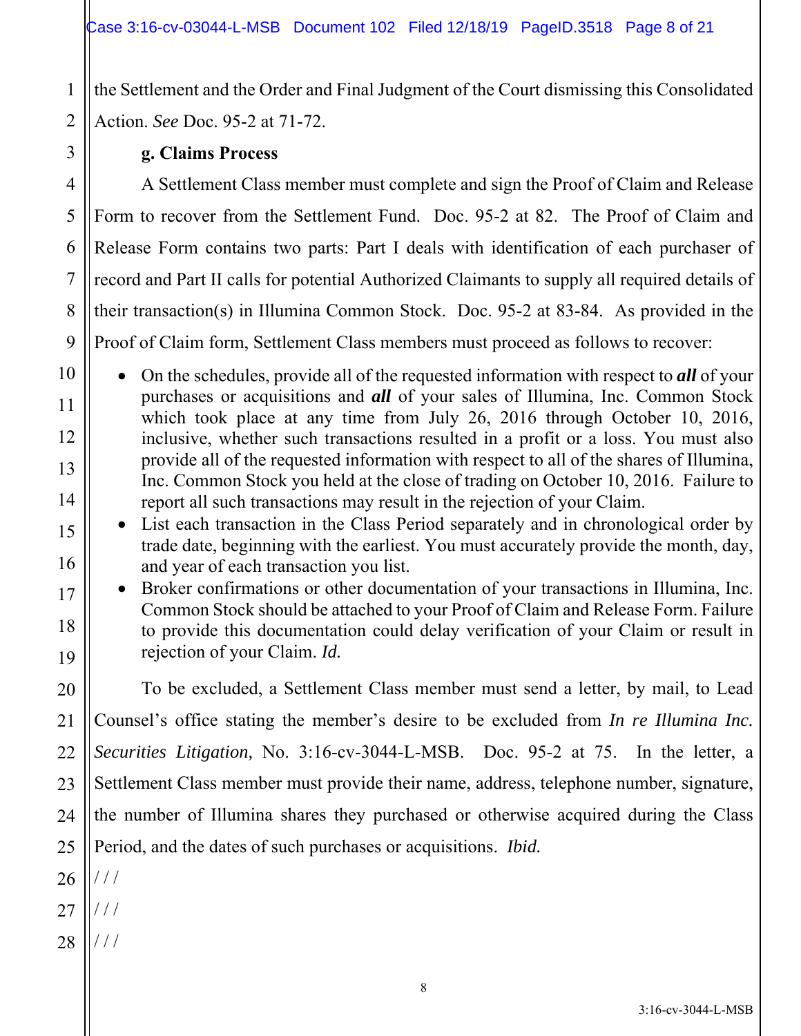the Settlement and the Order and Final Judgment of the Court dismissing this Consolidated Action. *See* Doc. 95-2 at 71-72.

**g. Claims Process**

A Settlement Class member must complete and sign the Proof of Claim and Release Form to recover from the Settlement Fund. Doc. 95-2 at 82. The Proof of Claim and Release Form contains two parts: Part I deals with identification of each purchaser of record and Part II calls for potential Authorized Claimants to supply all required details of their transaction(s) in Illumina Common Stock. Doc. 95-2 at 83-84. As provided in the Proof of Claim form, Settlement Class members must proceed as follows to recover:

- On the schedules, provide all of the requested information with respect to ***all*** of your purchases or acquisitions and ***all*** of your sales of Illumina, Inc. Common Stock which took place at any time from July 26, 2016 through October 10, 2016, inclusive, whether such transactions resulted in a profit or a loss. You must also provide all of the requested information with respect to all of the shares of Illumina, Inc. Common Stock you held at the close of trading on October 10, 2016. Failure to report all such transactions may result in the rejection of your Claim.
- List each transaction in the Class Period separately and in chronological order by trade date, beginning with the earliest. You must accurately provide the month, day, and year of each transaction you list.
- Broker confirmations or other documentation of your transactions in Illumina, Inc. Common Stock should be attached to your Proof of Claim and Release Form. Failure to provide this documentation could delay verification of your Claim or result in rejection of your Claim. *Id.*

To be excluded, a Settlement Class member must send a letter, by mail, to Lead Counsel's office stating the member's desire to be excluded from *In re Illumina Inc. Securities Litigation,* No. 3:16-cv-3044-L-MSB. Doc. 95-2 at 75. In the letter, a Settlement Class member must provide their name, address, telephone number, signature, the number of Illumina shares they purchased or otherwise acquired during the Class Period, and the dates of such purchases or acquisitions. *Ibid.*

/ / /

/ / /

/ / /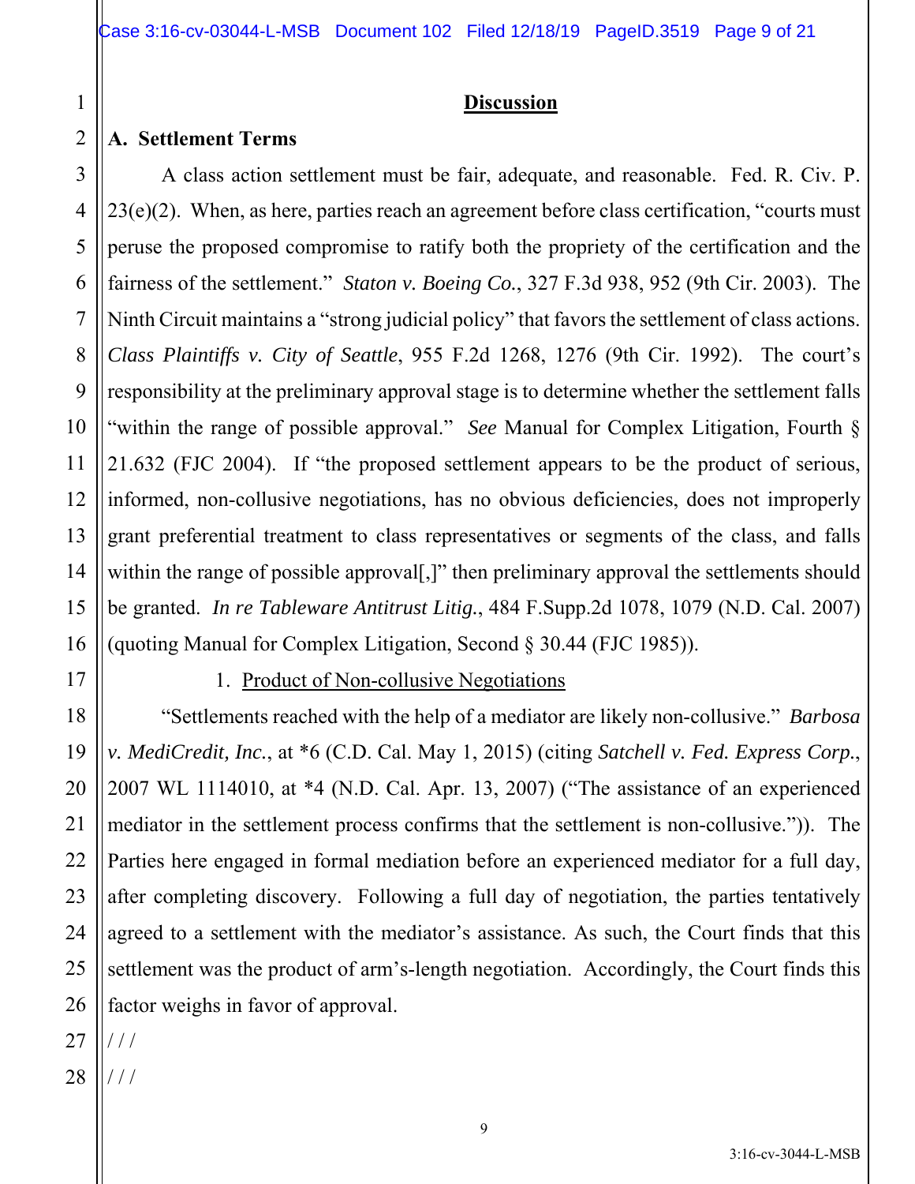## Discussion

### A. Settlement Terms

A class action settlement must be fair, adequate, and reasonable. Fed. R. Civ. P. 23(e)(2). When, as here, parties reach an agreement before class certification, "courts must peruse the proposed compromise to ratify both the propriety of the certification and the fairness of the settlement." *Staton v. Boeing Co.*, 327 F.3d 938, 952 (9th Cir. 2003). The Ninth Circuit maintains a "strong judicial policy" that favors the settlement of class actions. *Class Plaintiffs v. City of Seattle*, 955 F.2d 1268, 1276 (9th Cir. 1992). The court's responsibility at the preliminary approval stage is to determine whether the settlement falls "within the range of possible approval." *See* Manual for Complex Litigation, Fourth § 21.632 (FJC 2004). If "the proposed settlement appears to be the product of serious, informed, non-collusive negotiations, has no obvious deficiencies, does not improperly grant preferential treatment to class representatives or segments of the class, and falls within the range of possible approval[,]" then preliminary approval the settlements should be granted. *In re Tableware Antitrust Litig.*, 484 F.Supp.2d 1078, 1079 (N.D. Cal. 2007) (quoting Manual for Complex Litigation, Second § 30.44 (FJC 1985)).

1. Product of Non-collusive Negotiations

"Settlements reached with the help of a mediator are likely non-collusive." *Barbosa v. MediCredit, Inc.*, at *6 (C.D. Cal. May 1, 2015) (citing *Satchell v. Fed. Express Corp.*, 2007 WL 1114010, at *4 (N.D. Cal. Apr. 13, 2007) ("The assistance of an experienced mediator in the settlement process confirms that the settlement is non-collusive.")). The Parties here engaged in formal mediation before an experienced mediator for a full day, after completing discovery. Following a full day of negotiation, the parties tentatively agreed to a settlement with the mediator's assistance. As such, the Court finds that this settlement was the product of arm's-length negotiation. Accordingly, the Court finds this factor weighs in favor of approval.

/ / /

/ / /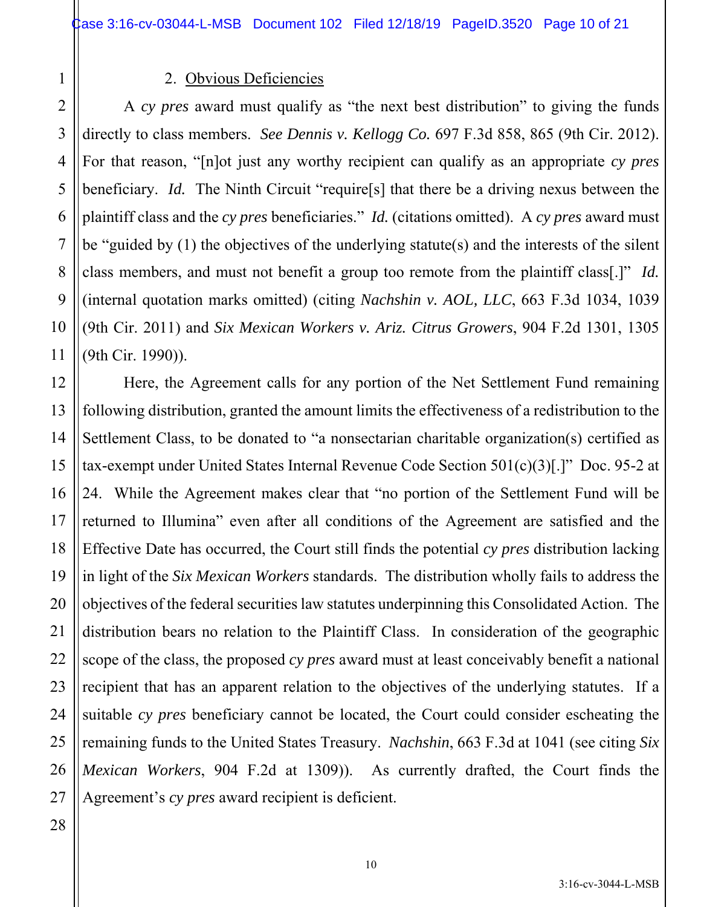2. Obvious Deficiencies

A *cy pres* award must qualify as "the next best distribution" to giving the funds directly to class members. *See Dennis v. Kellogg Co.* 697 F.3d 858, 865 (9th Cir. 2012). For that reason, "[n]ot just any worthy recipient can qualify as an appropriate *cy pres* beneficiary. *Id.* The Ninth Circuit "require[s] that there be a driving nexus between the plaintiff class and the *cy pres* beneficiaries." *Id.* (citations omitted). A *cy pres* award must be "guided by (1) the objectives of the underlying statute(s) and the interests of the silent class members, and must not benefit a group too remote from the plaintiff class[.]" *Id.* (internal quotation marks omitted) (citing *Nachshin v. AOL, LLC*, 663 F.3d 1034, 1039 (9th Cir. 2011) and *Six Mexican Workers v. Ariz. Citrus Growers*, 904 F.2d 1301, 1305 (9th Cir. 1990)).

Here, the Agreement calls for any portion of the Net Settlement Fund remaining following distribution, granted the amount limits the effectiveness of a redistribution to the Settlement Class, to be donated to "a nonsectarian charitable organization(s) certified as tax-exempt under United States Internal Revenue Code Section 501(c)(3)[.]" Doc. 95-2 at 24. While the Agreement makes clear that "no portion of the Settlement Fund will be returned to Illumina" even after all conditions of the Agreement are satisfied and the Effective Date has occurred, the Court still finds the potential *cy pres* distribution lacking in light of the *Six Mexican Workers* standards. The distribution wholly fails to address the objectives of the federal securities law statutes underpinning this Consolidated Action. The distribution bears no relation to the Plaintiff Class. In consideration of the geographic scope of the class, the proposed *cy pres* award must at least conceivably benefit a national recipient that has an apparent relation to the objectives of the underlying statutes. If a suitable *cy pres* beneficiary cannot be located, the Court could consider escheating the remaining funds to the United States Treasury. *Nachshin*, 663 F.3d at 1041 (see citing *Six Mexican Workers*, 904 F.2d at 1309)). As currently drafted, the Court finds the Agreement's *cy pres* award recipient is deficient.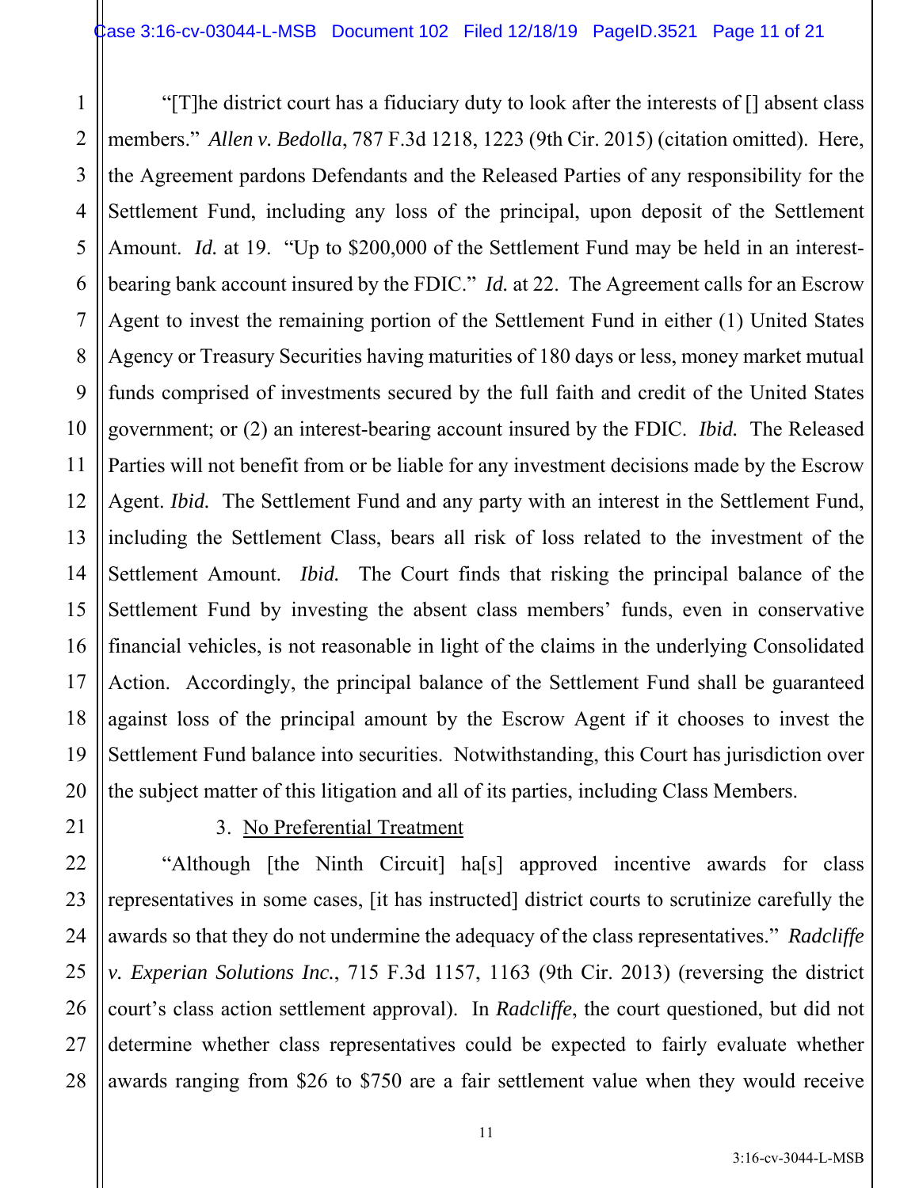"[T]he district court has a fiduciary duty to look after the interests of [] absent class members." *Allen v. Bedolla*, 787 F.3d 1218, 1223 (9th Cir. 2015) (citation omitted). Here, the Agreement pardons Defendants and the Released Parties of any responsibility for the Settlement Fund, including any loss of the principal, upon deposit of the Settlement Amount. *Id.* at 19. "Up to $200,000 of the Settlement Fund may be held in an interest-bearing bank account insured by the FDIC." *Id.* at 22. The Agreement calls for an Escrow Agent to invest the remaining portion of the Settlement Fund in either (1) United States Agency or Treasury Securities having maturities of 180 days or less, money market mutual funds comprised of investments secured by the full faith and credit of the United States government; or (2) an interest-bearing account insured by the FDIC. *Ibid.* The Released Parties will not benefit from or be liable for any investment decisions made by the Escrow Agent. *Ibid.* The Settlement Fund and any party with an interest in the Settlement Fund, including the Settlement Class, bears all risk of loss related to the investment of the Settlement Amount. *Ibid.* The Court finds that risking the principal balance of the Settlement Fund by investing the absent class members' funds, even in conservative financial vehicles, is not reasonable in light of the claims in the underlying Consolidated Action. Accordingly, the principal balance of the Settlement Fund shall be guaranteed against loss of the principal amount by the Escrow Agent if it chooses to invest the Settlement Fund balance into securities. Notwithstanding, this Court has jurisdiction over the subject matter of this litigation and all of its parties, including Class Members.

3. <u>No Preferential Treatment</u>

"Although [the Ninth Circuit] ha[s] approved incentive awards for class representatives in some cases, [it has instructed] district courts to scrutinize carefully the awards so that they do not undermine the adequacy of the class representatives." *Radcliffe v. Experian Solutions Inc.*, 715 F.3d 1157, 1163 (9th Cir. 2013) (reversing the district court's class action settlement approval). In *Radcliffe*, the court questioned, but did not determine whether class representatives could be expected to fairly evaluate whether awards ranging from $26 to $750 are a fair settlement value when they would receive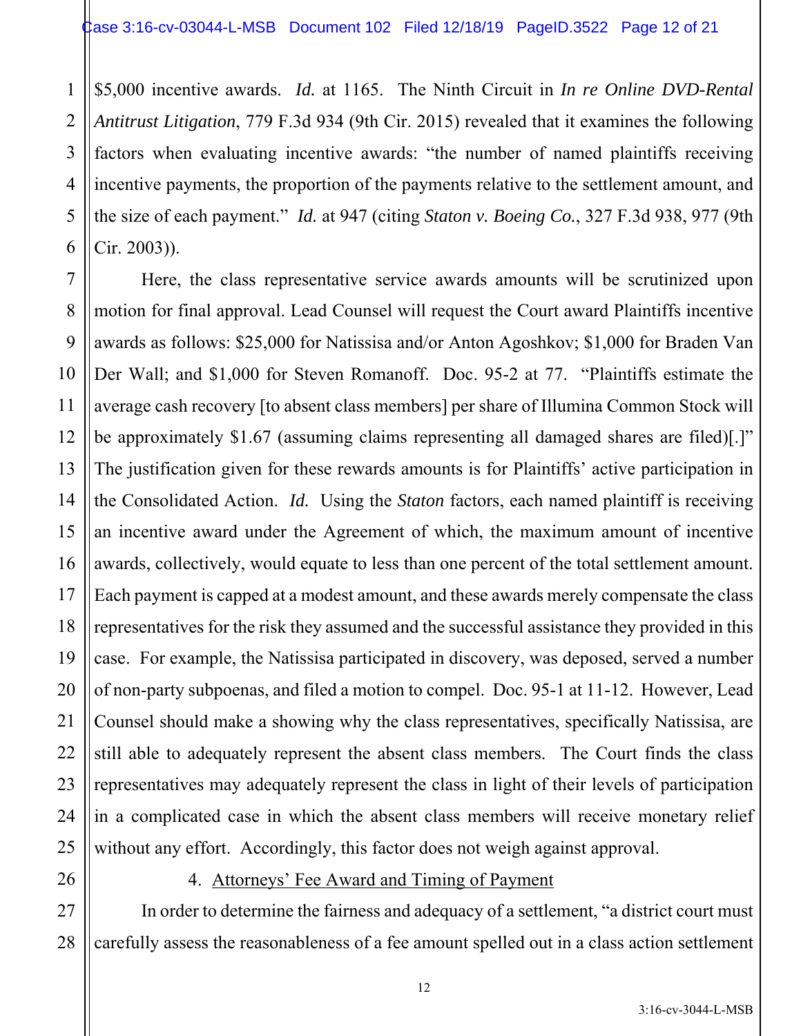$5,000 incentive awards. *Id.* at 1165. The Ninth Circuit in *In re Online DVD-Rental Antitrust Litigation*, 779 F.3d 934 (9th Cir. 2015) revealed that it examines the following factors when evaluating incentive awards: "the number of named plaintiffs receiving incentive payments, the proportion of the payments relative to the settlement amount, and the size of each payment." *Id.* at 947 (citing *Staton v. Boeing Co.*, 327 F.3d 938, 977 (9th Cir. 2003)).

Here, the class representative service awards amounts will be scrutinized upon motion for final approval. Lead Counsel will request the Court award Plaintiffs incentive awards as follows: $25,000 for Natissisa and/or Anton Agoshkov; $1,000 for Braden Van Der Wall; and $1,000 for Steven Romanoff. Doc. 95-2 at 77. "Plaintiffs estimate the average cash recovery [to absent class members] per share of Illumina Common Stock will be approximately $1.67 (assuming claims representing all damaged shares are filed)[.]" The justification given for these rewards amounts is for Plaintiffs' active participation in the Consolidated Action. *Id.* Using the *Staton* factors, each named plaintiff is receiving an incentive award under the Agreement of which, the maximum amount of incentive awards, collectively, would equate to less than one percent of the total settlement amount. Each payment is capped at a modest amount, and these awards merely compensate the class representatives for the risk they assumed and the successful assistance they provided in this case. For example, the Natissisa participated in discovery, was deposed, served a number of non-party subpoenas, and filed a motion to compel. Doc. 95-1 at 11-12. However, Lead Counsel should make a showing why the class representatives, specifically Natissisa, are still able to adequately represent the absent class members. The Court finds the class representatives may adequately represent the class in light of their levels of participation in a complicated case in which the absent class members will receive monetary relief without any effort. Accordingly, this factor does not weigh against approval.

4. Attorneys' Fee Award and Timing of Payment

In order to determine the fairness and adequacy of a settlement, "a district court must carefully assess the reasonableness of a fee amount spelled out in a class action settlement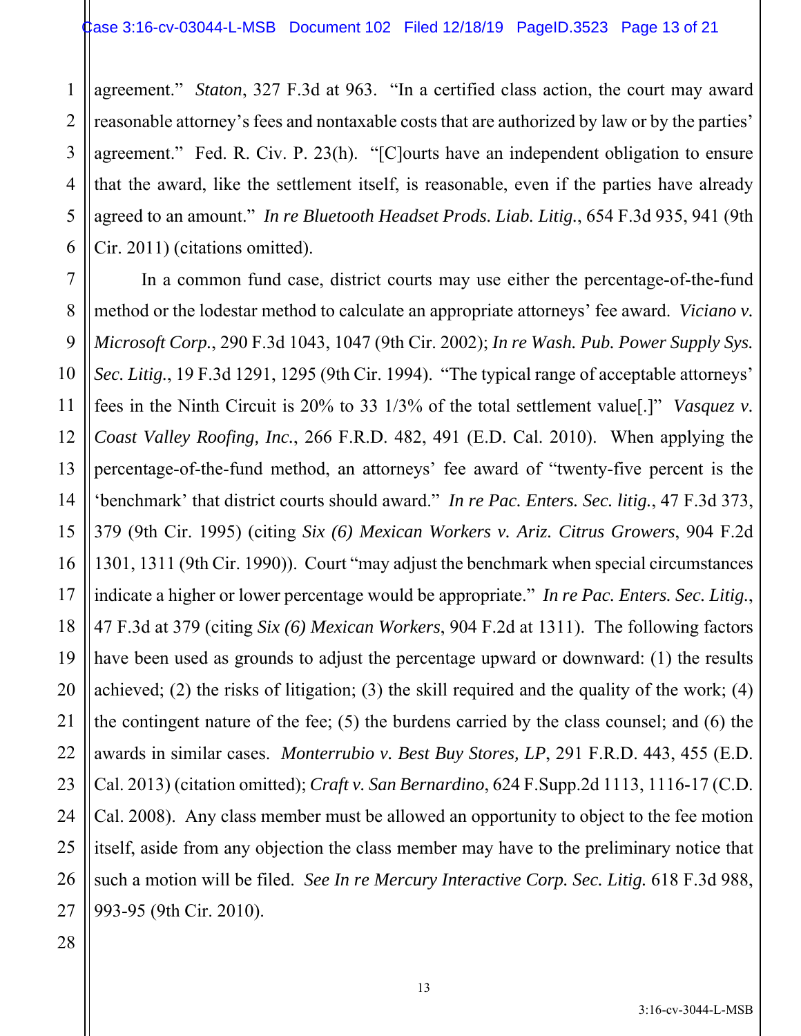agreement." *Staton*, 327 F.3d at 963. "In a certified class action, the court may award reasonable attorney's fees and nontaxable costs that are authorized by law or by the parties' agreement." Fed. R. Civ. P. 23(h). "[C]ourts have an independent obligation to ensure that the award, like the settlement itself, is reasonable, even if the parties have already agreed to an amount." *In re Bluetooth Headset Prods. Liab. Litig.*, 654 F.3d 935, 941 (9th Cir. 2011) (citations omitted).

In a common fund case, district courts may use either the percentage-of-the-fund method or the lodestar method to calculate an appropriate attorneys' fee award. *Viciano v. Microsoft Corp.*, 290 F.3d 1043, 1047 (9th Cir. 2002); *In re Wash. Pub. Power Supply Sys. Sec. Litig.*, 19 F.3d 1291, 1295 (9th Cir. 1994). "The typical range of acceptable attorneys' fees in the Ninth Circuit is 20% to 33 1/3% of the total settlement value[.]" *Vasquez v. Coast Valley Roofing, Inc.*, 266 F.R.D. 482, 491 (E.D. Cal. 2010). When applying the percentage-of-the-fund method, an attorneys' fee award of "twenty-five percent is the 'benchmark' that district courts should award." *In re Pac. Enters. Sec. litig.*, 47 F.3d 373, 379 (9th Cir. 1995) (citing *Six (6) Mexican Workers v. Ariz. Citrus Growers*, 904 F.2d 1301, 1311 (9th Cir. 1990)). Court "may adjust the benchmark when special circumstances indicate a higher or lower percentage would be appropriate." *In re Pac. Enters. Sec. Litig.*, 47 F.3d at 379 (citing *Six (6) Mexican Workers*, 904 F.2d at 1311). The following factors have been used as grounds to adjust the percentage upward or downward: (1) the results achieved; (2) the risks of litigation; (3) the skill required and the quality of the work; (4) the contingent nature of the fee; (5) the burdens carried by the class counsel; and (6) the awards in similar cases. *Monterrubio v. Best Buy Stores, LP*, 291 F.R.D. 443, 455 (E.D. Cal. 2013) (citation omitted); *Craft v. San Bernardino*, 624 F.Supp.2d 1113, 1116-17 (C.D. Cal. 2008). Any class member must be allowed an opportunity to object to the fee motion itself, aside from any objection the class member may have to the preliminary notice that such a motion will be filed. *See In re Mercury Interactive Corp. Sec. Litig.* 618 F.3d 988, 993-95 (9th Cir. 2010).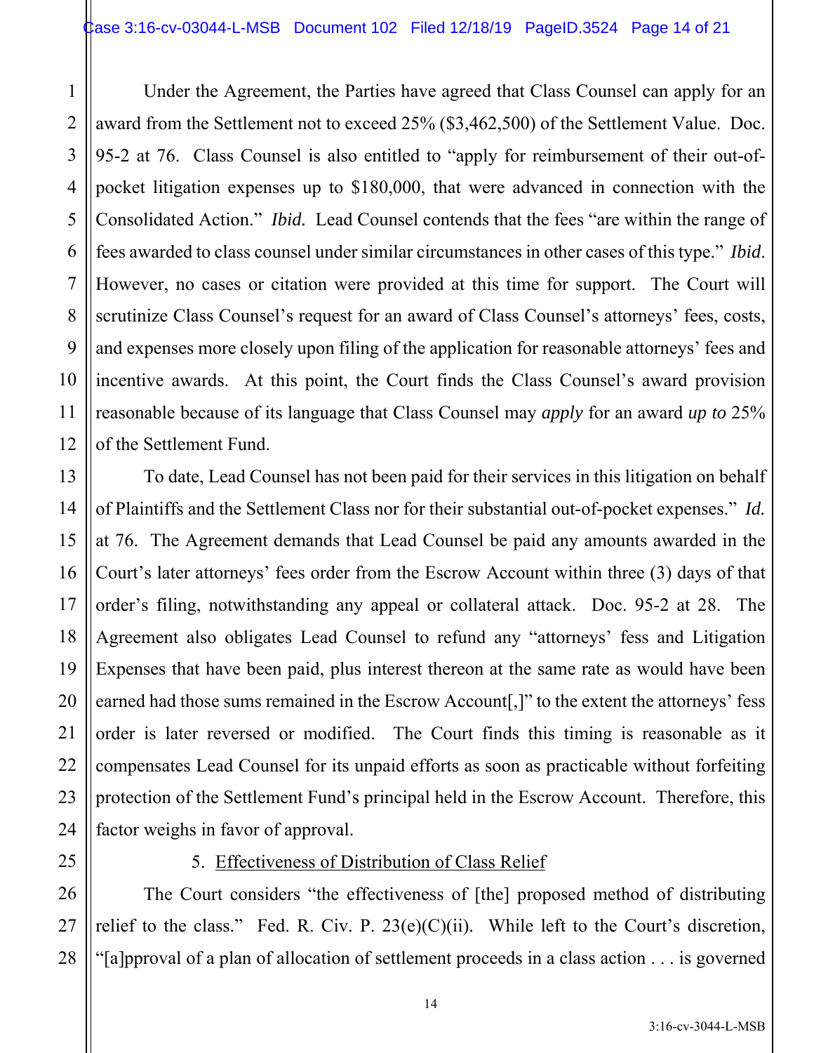Under the Agreement, the Parties have agreed that Class Counsel can apply for an award from the Settlement not to exceed 25% ($3,462,500) of the Settlement Value. Doc. 95-2 at 76. Class Counsel is also entitled to "apply for reimbursement of their out-of-pocket litigation expenses up to $180,000, that were advanced in connection with the Consolidated Action." *Ibid.* Lead Counsel contends that the fees "are within the range of fees awarded to class counsel under similar circumstances in other cases of this type." *Ibid*. However, no cases or citation were provided at this time for support. The Court will scrutinize Class Counsel's request for an award of Class Counsel's attorneys' fees, costs, and expenses more closely upon filing of the application for reasonable attorneys' fees and incentive awards. At this point, the Court finds the Class Counsel's award provision reasonable because of its language that Class Counsel may *apply* for an award *up to* 25% of the Settlement Fund.

To date, Lead Counsel has not been paid for their services in this litigation on behalf of Plaintiffs and the Settlement Class nor for their substantial out-of-pocket expenses." *Id.* at 76. The Agreement demands that Lead Counsel be paid any amounts awarded in the Court's later attorneys' fees order from the Escrow Account within three (3) days of that order's filing, notwithstanding any appeal or collateral attack. Doc. 95-2 at 28. The Agreement also obligates Lead Counsel to refund any "attorneys' fess and Litigation Expenses that have been paid, plus interest thereon at the same rate as would have been earned had those sums remained in the Escrow Account[,]" to the extent the attorneys' fess order is later reversed or modified. The Court finds this timing is reasonable as it compensates Lead Counsel for its unpaid efforts as soon as practicable without forfeiting protection of the Settlement Fund's principal held in the Escrow Account. Therefore, this factor weighs in favor of approval.

5. <u>Effectiveness of Distribution of Class Relief</u>

The Court considers "the effectiveness of [the] proposed method of distributing relief to the class." Fed. R. Civ. P. 23(e)(C)(ii). While left to the Court's discretion, "[a]pproval of a plan of allocation of settlement proceeds in a class action . . . is governed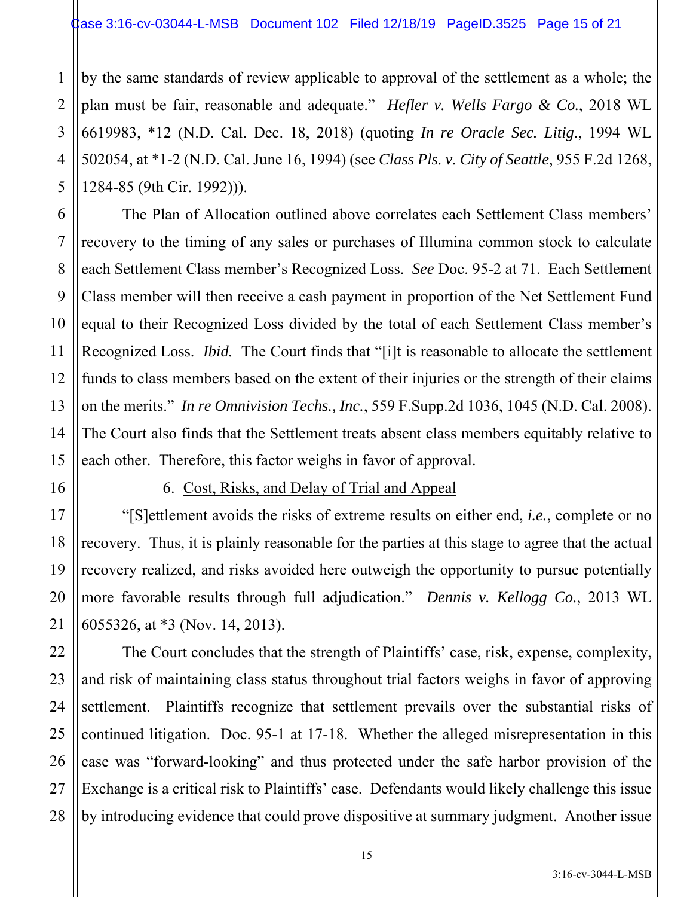by the same standards of review applicable to approval of the settlement as a whole; the plan must be fair, reasonable and adequate." *Hefler v. Wells Fargo & Co.*, 2018 WL 6619983, *12 (N.D. Cal. Dec. 18, 2018) (quoting *In re Oracle Sec. Litig.*, 1994 WL 502054, at *1-2 (N.D. Cal. June 16, 1994) (see *Class Pls. v. City of Seattle*, 955 F.2d 1268, 1284-85 (9th Cir. 1992))).

The Plan of Allocation outlined above correlates each Settlement Class members' recovery to the timing of any sales or purchases of Illumina common stock to calculate each Settlement Class member's Recognized Loss. *See* Doc. 95-2 at 71. Each Settlement Class member will then receive a cash payment in proportion of the Net Settlement Fund equal to their Recognized Loss divided by the total of each Settlement Class member's Recognized Loss. *Ibid.* The Court finds that "[i]t is reasonable to allocate the settlement funds to class members based on the extent of their injuries or the strength of their claims on the merits." *In re Omnivision Techs., Inc.*, 559 F.Supp.2d 1036, 1045 (N.D. Cal. 2008). The Court also finds that the Settlement treats absent class members equitably relative to each other. Therefore, this factor weighs in favor of approval.

6. <u>Cost, Risks, and Delay of Trial and Appeal</u>

"[S]ettlement avoids the risks of extreme results on either end, *i.e.*, complete or no recovery. Thus, it is plainly reasonable for the parties at this stage to agree that the actual recovery realized, and risks avoided here outweigh the opportunity to pursue potentially more favorable results through full adjudication." *Dennis v. Kellogg Co.*, 2013 WL 6055326, at *3 (Nov. 14, 2013).

The Court concludes that the strength of Plaintiffs' case, risk, expense, complexity, and risk of maintaining class status throughout trial factors weighs in favor of approving settlement. Plaintiffs recognize that settlement prevails over the substantial risks of continued litigation. Doc. 95-1 at 17-18. Whether the alleged misrepresentation in this case was "forward-looking" and thus protected under the safe harbor provision of the Exchange is a critical risk to Plaintiffs' case. Defendants would likely challenge this issue by introducing evidence that could prove dispositive at summary judgment. Another issue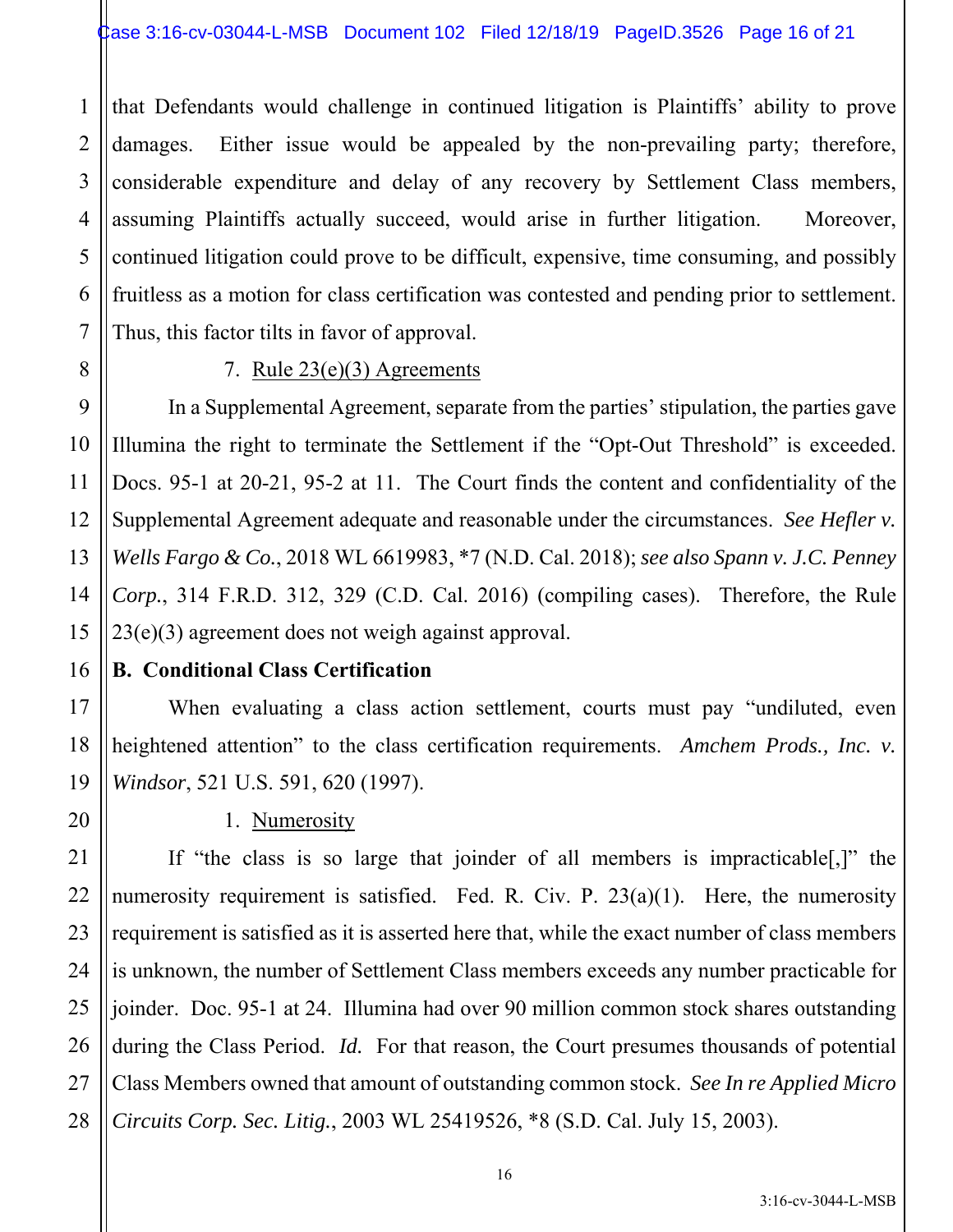that Defendants would challenge in continued litigation is Plaintiffs' ability to prove damages. Either issue would be appealed by the non-prevailing party; therefore, considerable expenditure and delay of any recovery by Settlement Class members, assuming Plaintiffs actually succeed, would arise in further litigation. Moreover, continued litigation could prove to be difficult, expensive, time consuming, and possibly fruitless as a motion for class certification was contested and pending prior to settlement. Thus, this factor tilts in favor of approval.

7. Rule 23(e)(3) Agreements

In a Supplemental Agreement, separate from the parties' stipulation, the parties gave Illumina the right to terminate the Settlement if the "Opt-Out Threshold" is exceeded. Docs. 95-1 at 20-21, 95-2 at 11. The Court finds the content and confidentiality of the Supplemental Agreement adequate and reasonable under the circumstances. *See Hefler v. Wells Fargo & Co.*, 2018 WL 6619983, *7 (N.D. Cal. 2018); *see also Spann v. J.C. Penney Corp.*, 314 F.R.D. 312, 329 (C.D. Cal. 2016) (compiling cases). Therefore, the Rule 23(e)(3) agreement does not weigh against approval.

**B. Conditional Class Certification**

When evaluating a class action settlement, courts must pay "undiluted, even heightened attention" to the class certification requirements. *Amchem Prods., Inc. v. Windsor*, 521 U.S. 591, 620 (1997).

1. Numerosity

If "the class is so large that joinder of all members is impracticable[,]" the numerosity requirement is satisfied. Fed. R. Civ. P. 23(a)(1). Here, the numerosity requirement is satisfied as it is asserted here that, while the exact number of class members is unknown, the number of Settlement Class members exceeds any number practicable for joinder. Doc. 95-1 at 24. Illumina had over 90 million common stock shares outstanding during the Class Period. *Id.* For that reason, the Court presumes thousands of potential Class Members owned that amount of outstanding common stock. *See In re Applied Micro Circuits Corp. Sec. Litig.*, 2003 WL 25419526, *8 (S.D. Cal. July 15, 2003).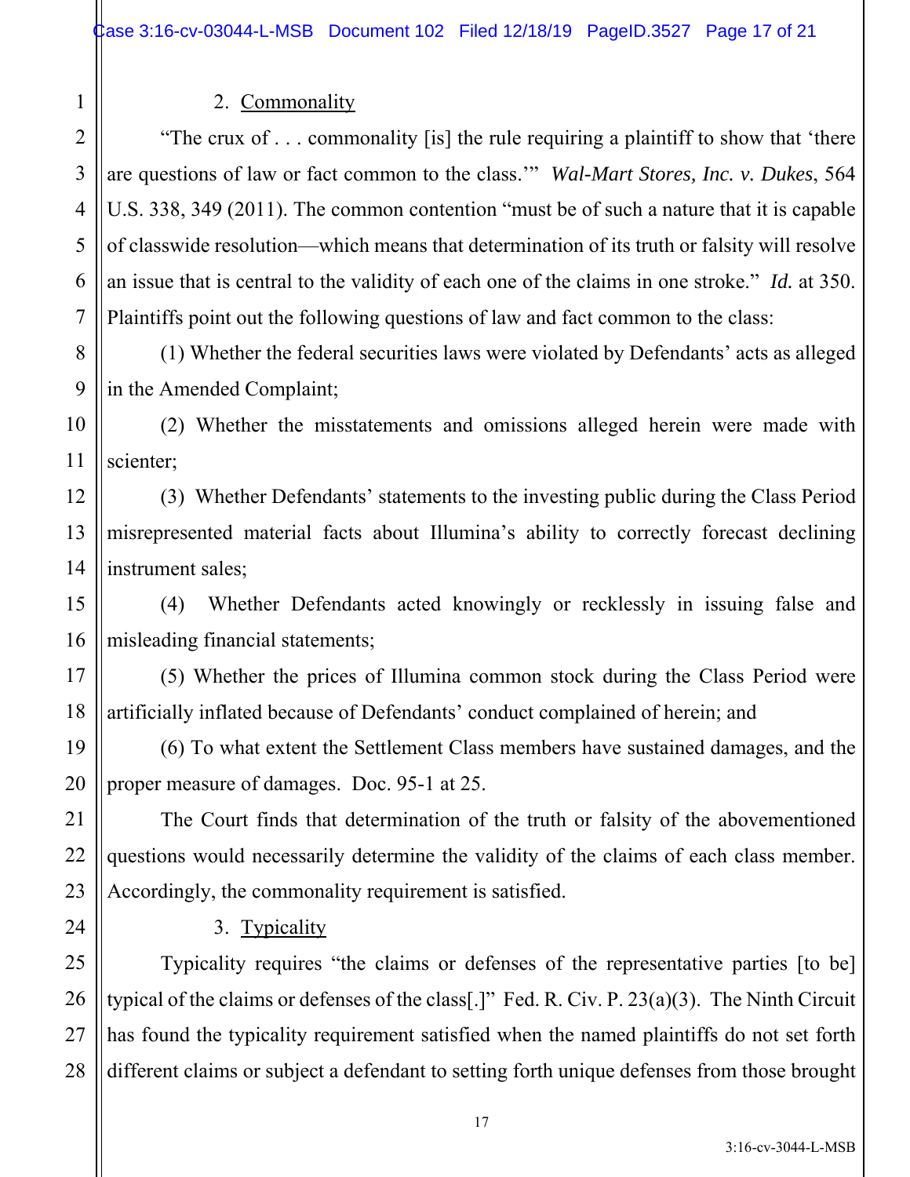2. Commonality

"The crux of . . . commonality [is] the rule requiring a plaintiff to show that 'there are questions of law or fact common to the class.'" *Wal-Mart Stores, Inc. v. Dukes*, 564 U.S. 338, 349 (2011). The common contention "must be of such a nature that it is capable of classwide resolution—which means that determination of its truth or falsity will resolve an issue that is central to the validity of each one of the claims in one stroke." *Id.* at 350. Plaintiffs point out the following questions of law and fact common to the class:

(1) Whether the federal securities laws were violated by Defendants' acts as alleged in the Amended Complaint;

(2) Whether the misstatements and omissions alleged herein were made with scienter;

(3) Whether Defendants' statements to the investing public during the Class Period misrepresented material facts about Illumina's ability to correctly forecast declining instrument sales;

(4) Whether Defendants acted knowingly or recklessly in issuing false and misleading financial statements;

(5) Whether the prices of Illumina common stock during the Class Period were artificially inflated because of Defendants' conduct complained of herein; and

(6) To what extent the Settlement Class members have sustained damages, and the proper measure of damages. Doc. 95-1 at 25.

The Court finds that determination of the truth or falsity of the abovementioned questions would necessarily determine the validity of the claims of each class member. Accordingly, the commonality requirement is satisfied.

3. Typicality

Typicality requires "the claims or defenses of the representative parties [to be] typical of the claims or defenses of the class[.]" Fed. R. Civ. P. 23(a)(3). The Ninth Circuit has found the typicality requirement satisfied when the named plaintiffs do not set forth different claims or subject a defendant to setting forth unique defenses from those brought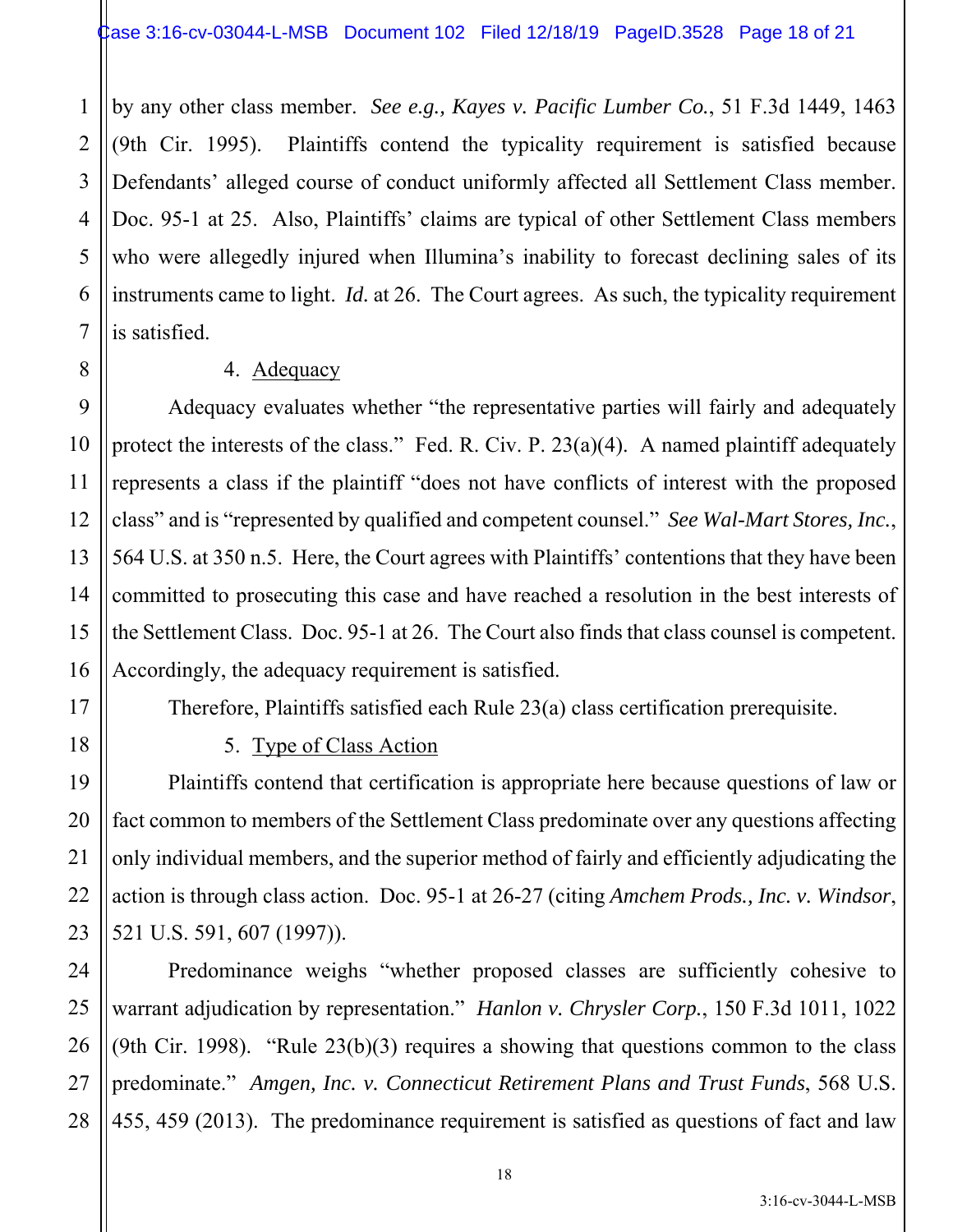by any other class member. *See e.g., Kayes v. Pacific Lumber Co.*, 51 F.3d 1449, 1463 (9th Cir. 1995). Plaintiffs contend the typicality requirement is satisfied because Defendants' alleged course of conduct uniformly affected all Settlement Class member. Doc. 95-1 at 25. Also, Plaintiffs' claims are typical of other Settlement Class members who were allegedly injured when Illumina's inability to forecast declining sales of its instruments came to light. *Id.* at 26. The Court agrees. As such, the typicality requirement is satisfied.

4. Adequacy

Adequacy evaluates whether "the representative parties will fairly and adequately protect the interests of the class." Fed. R. Civ. P. 23(a)(4). A named plaintiff adequately represents a class if the plaintiff "does not have conflicts of interest with the proposed class" and is "represented by qualified and competent counsel." *See Wal-Mart Stores, Inc.*, 564 U.S. at 350 n.5. Here, the Court agrees with Plaintiffs' contentions that they have been committed to prosecuting this case and have reached a resolution in the best interests of the Settlement Class. Doc. 95-1 at 26. The Court also finds that class counsel is competent. Accordingly, the adequacy requirement is satisfied.

Therefore, Plaintiffs satisfied each Rule 23(a) class certification prerequisite.

5. Type of Class Action

Plaintiffs contend that certification is appropriate here because questions of law or fact common to members of the Settlement Class predominate over any questions affecting only individual members, and the superior method of fairly and efficiently adjudicating the action is through class action. Doc. 95-1 at 26-27 (citing *Amchem Prods., Inc. v. Windsor*, 521 U.S. 591, 607 (1997)).

Predominance weighs "whether proposed classes are sufficiently cohesive to warrant adjudication by representation." *Hanlon v. Chrysler Corp.*, 150 F.3d 1011, 1022 (9th Cir. 1998). "Rule 23(b)(3) requires a showing that questions common to the class predominate." *Amgen, Inc. v. Connecticut Retirement Plans and Trust Funds*, 568 U.S. 455, 459 (2013). The predominance requirement is satisfied as questions of fact and law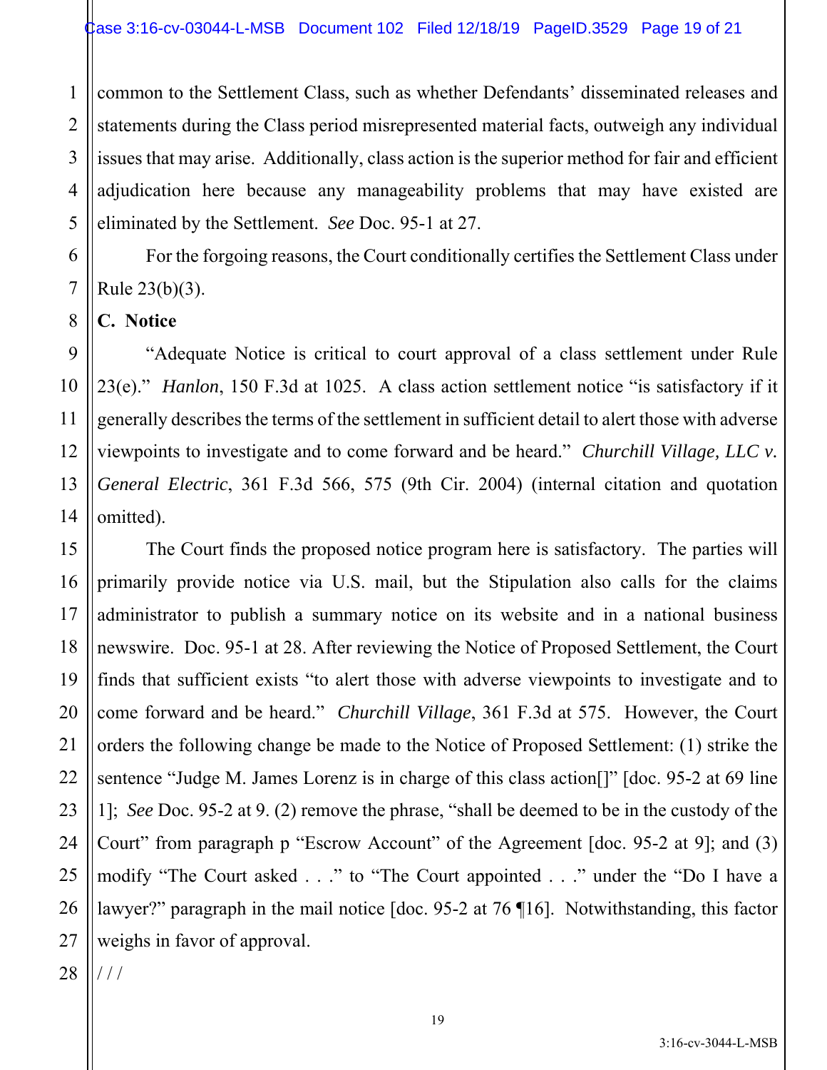common to the Settlement Class, such as whether Defendants' disseminated releases and statements during the Class period misrepresented material facts, outweigh any individual issues that may arise. Additionally, class action is the superior method for fair and efficient adjudication here because any manageability problems that may have existed are eliminated by the Settlement. *See* Doc. 95-1 at 27.

For the forgoing reasons, the Court conditionally certifies the Settlement Class under Rule 23(b)(3).

**C. Notice**

"Adequate Notice is critical to court approval of a class settlement under Rule 23(e)." *Hanlon*, 150 F.3d at 1025. A class action settlement notice "is satisfactory if it generally describes the terms of the settlement in sufficient detail to alert those with adverse viewpoints to investigate and to come forward and be heard." *Churchill Village, LLC v. General Electric*, 361 F.3d 566, 575 (9th Cir. 2004) (internal citation and quotation omitted).

The Court finds the proposed notice program here is satisfactory. The parties will primarily provide notice via U.S. mail, but the Stipulation also calls for the claims administrator to publish a summary notice on its website and in a national business newswire. Doc. 95-1 at 28. After reviewing the Notice of Proposed Settlement, the Court finds that sufficient exists "to alert those with adverse viewpoints to investigate and to come forward and be heard." *Churchill Village*, 361 F.3d at 575. However, the Court orders the following change be made to the Notice of Proposed Settlement: (1) strike the sentence "Judge M. James Lorenz is in charge of this class action[]" [doc. 95-2 at 69 line 1]; *See* Doc. 95-2 at 9. (2) remove the phrase, "shall be deemed to be in the custody of the Court" from paragraph p "Escrow Account" of the Agreement [doc. 95-2 at 9]; and (3) modify "The Court asked . . ." to "The Court appointed . . ." under the "Do I have a lawyer?" paragraph in the mail notice [doc. 95-2 at 76 ¶16]. Notwithstanding, this factor weighs in favor of approval.

/ / /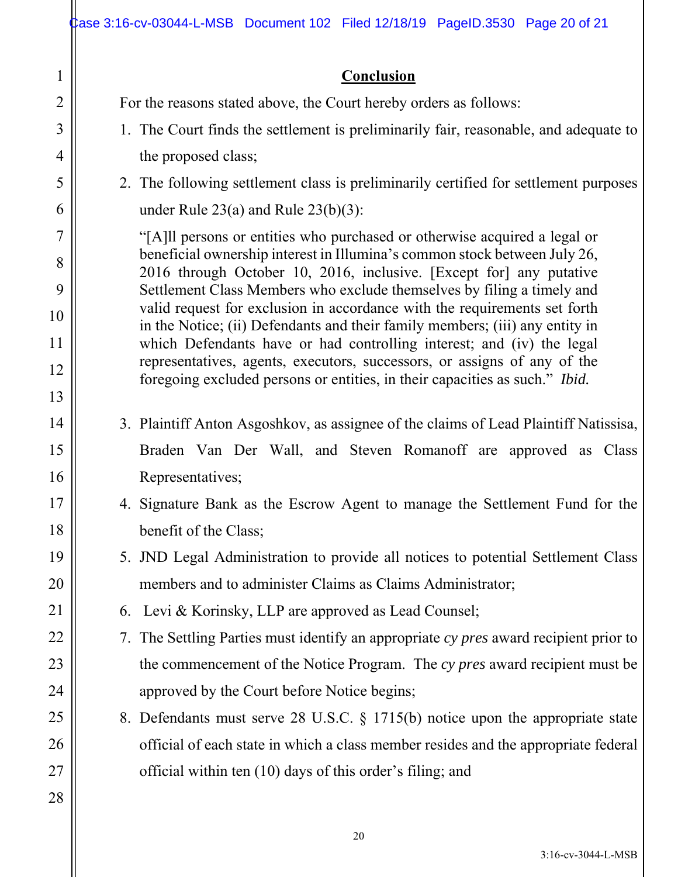## Conclusion

For the reasons stated above, the Court hereby orders as follows:

1. The Court finds the settlement is preliminarily fair, reasonable, and adequate to the proposed class;
2. The following settlement class is preliminarily certified for settlement purposes under Rule 23(a) and Rule 23(b)(3):

   "[A]ll persons or entities who purchased or otherwise acquired a legal or beneficial ownership interest in Illumina's common stock between July 26, 2016 through October 10, 2016, inclusive. [Except for] any putative Settlement Class Members who exclude themselves by filing a timely and valid request for exclusion in accordance with the requirements set forth in the Notice; (ii) Defendants and their family members; (iii) any entity in which Defendants have or had controlling interest; and (iv) the legal representatives, agents, executors, successors, or assigns of any of the foregoing excluded persons or entities, in their capacities as such." *Ibid.*

3. Plaintiff Anton Asgoshkov, as assignee of the claims of Lead Plaintiff Natissisa, Braden Van Der Wall, and Steven Romanoff are approved as Class Representatives;
4. Signature Bank as the Escrow Agent to manage the Settlement Fund for the benefit of the Class;
5. JND Legal Administration to provide all notices to potential Settlement Class members and to administer Claims as Claims Administrator;
6. Levi & Korinsky, LLP are approved as Lead Counsel;
7. The Settling Parties must identify an appropriate *cy pres* award recipient prior to the commencement of the Notice Program. The *cy pres* award recipient must be approved by the Court before Notice begins;
8. Defendants must serve 28 U.S.C. § 1715(b) notice upon the appropriate state official of each state in which a class member resides and the appropriate federal official within ten (10) days of this order's filing; and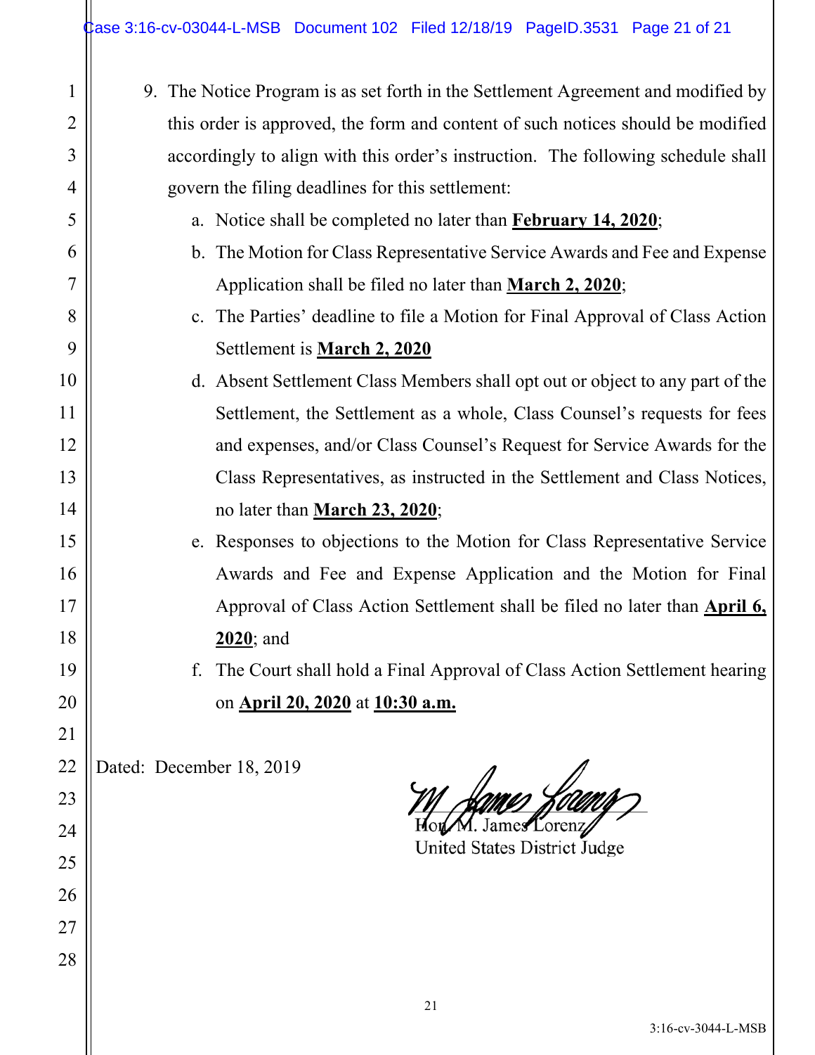9. The Notice Program is as set forth in the Settlement Agreement and modified by this order is approved, the form and content of such notices should be modified accordingly to align with this order's instruction. The following schedule shall govern the filing deadlines for this settlement:

   a. Notice shall be completed no later than **February 14, 2020**;

   b. The Motion for Class Representative Service Awards and Fee and Expense Application shall be filed no later than **March 2, 2020**;

   c. The Parties' deadline to file a Motion for Final Approval of Class Action Settlement is **March 2, 2020**

   d. Absent Settlement Class Members shall opt out or object to any part of the Settlement, the Settlement as a whole, Class Counsel's requests for fees and expenses, and/or Class Counsel's Request for Service Awards for the Class Representatives, as instructed in the Settlement and Class Notices, no later than **March 23, 2020**;

   e. Responses to objections to the Motion for Class Representative Service Awards and Fee and Expense Application and the Motion for Final Approval of Class Action Settlement shall be filed no later than **April 6, 2020**; and

   f. The Court shall hold a Final Approval of Class Action Settlement hearing on **April 20, 2020** at **10:30 a.m.**

Dated: December 18, 2019

Hon. M. James Lorenz
United States District Judge